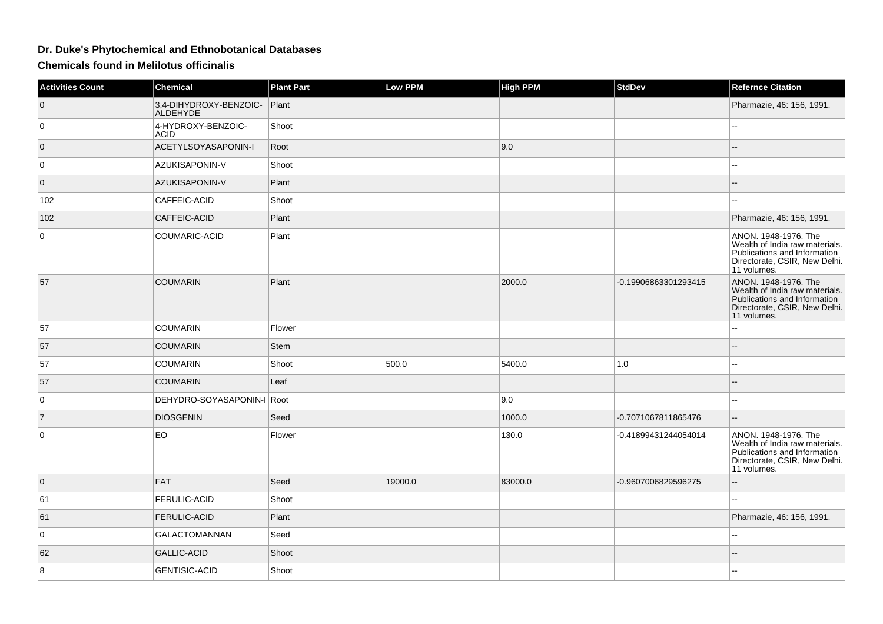# Dr. Duke's Phytochemical and Ethnobotanical Databases

## Chemicals found in Melilotus officinalis

| Activities Count | Chemical | Plant Part | Low PPM | High PPM | StdDev | Refernce Citation |
|---|---|---|---|---|---|---|
| 0 | 3,4-DIHYDROXY-BENZOIC-ALDEHYDE | Plant | | | | Pharmazie, 46: 156, 1991. |
| 0 | 4-HYDROXY-BENZOIC-ACID | Shoot | | | | -- |
| 0 | ACETYLSOYASAPONIN-I | Root | | 9.0 | | -- |
| 0 | AZUKISAPONIN-V | Shoot | | | | -- |
| 0 | AZUKISAPONIN-V | Plant | | | | -- |
| 102 | CAFFEIC-ACID | Shoot | | | | -- |
| 102 | CAFFEIC-ACID | Plant | | | | Pharmazie, 46: 156, 1991. |
| 0 | COUMARIC-ACID | Plant | | | | ANON. 1948-1976. The Wealth of India raw materials. Publications and Information Directorate, CSIR, New Delhi. 11 volumes. |
| 57 | COUMARIN | Plant | | 2000.0 | -0.19906863301293415 | ANON. 1948-1976. The Wealth of India raw materials. Publications and Information Directorate, CSIR, New Delhi. 11 volumes. |
| 57 | COUMARIN | Flower | | | | -- |
| 57 | COUMARIN | Stem | | | | -- |
| 57 | COUMARIN | Shoot | 500.0 | 5400.0 | 1.0 | -- |
| 57 | COUMARIN | Leaf | | | | -- |
| 0 | DEHYDRO-SOYASAPONIN-I | Root | | 9.0 | | -- |
| 7 | DIOSGENIN | Seed | | 1000.0 | -0.7071067811865476 | -- |
| 0 | EO | Flower | | 130.0 | -0.41899431244054014 | ANON. 1948-1976. The Wealth of India raw materials. Publications and Information Directorate, CSIR, New Delhi. 11 volumes. |
| 0 | FAT | Seed | 19000.0 | 83000.0 | -0.9607006829596275 | -- |
| 61 | FERULIC-ACID | Shoot | | | | -- |
| 61 | FERULIC-ACID | Plant | | | | Pharmazie, 46: 156, 1991. |
| 0 | GALACTOMANNAN | Seed | | | | -- |
| 62 | GALLIC-ACID | Shoot | | | | -- |
| 8 | GENTISIC-ACID | Shoot | | | | -- |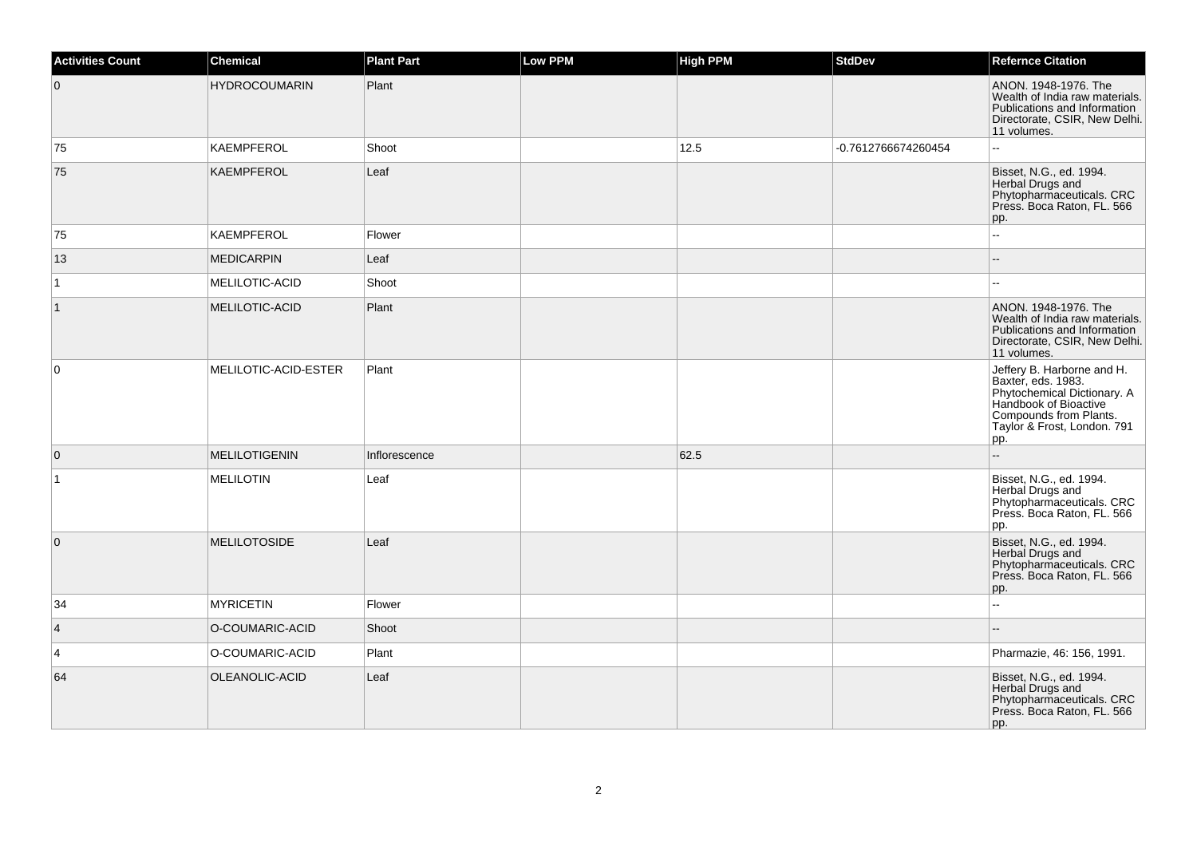| Activities Count | Chemical | Plant Part | Low PPM | High PPM | StdDev | Refernce Citation |
|---|---|---|---|---|---|---|
| 0 | HYDROCOUMARIN | Plant | | | | ANON. 1948-1976. The Wealth of India raw materials. Publications and Information Directorate, CSIR, New Delhi. 11 volumes. |
| 75 | KAEMPFEROL | Shoot | | 12.5 | -0.7612766674260454 | -- |
| 75 | KAEMPFEROL | Leaf | | | | Bisset, N.G., ed. 1994. Herbal Drugs and Phytopharmaceuticals. CRC Press. Boca Raton, FL. 566 pp. |
| 75 | KAEMPFEROL | Flower | | | | -- |
| 13 | MEDICARPIN | Leaf | | | | -- |
| 1 | MELILOTIC-ACID | Shoot | | | | -- |
| 1 | MELILOTIC-ACID | Plant | | | | ANON. 1948-1976. The Wealth of India raw materials. Publications and Information Directorate, CSIR, New Delhi. 11 volumes. |
| 0 | MELILOTIC-ACID-ESTER | Plant | | | | Jeffery B. Harborne and H. Baxter, eds. 1983. Phytochemical Dictionary. A Handbook of Bioactive Compounds from Plants. Taylor & Frost, London. 791 pp. |
| 0 | MELILOTIGENIN | Inflorescence | | 62.5 | | -- |
| 1 | MELILOTIN | Leaf | | | | Bisset, N.G., ed. 1994. Herbal Drugs and Phytopharmaceuticals. CRC Press. Boca Raton, FL. 566 pp. |
| 0 | MELILOTOSIDE | Leaf | | | | Bisset, N.G., ed. 1994. Herbal Drugs and Phytopharmaceuticals. CRC Press. Boca Raton, FL. 566 pp. |
| 34 | MYRICETIN | Flower | | | | -- |
| 4 | O-COUMARIC-ACID | Shoot | | | | -- |
| 4 | O-COUMARIC-ACID | Plant | | | | Pharmazie, 46: 156, 1991. |
| 64 | OLEANOLIC-ACID | Leaf | | | | Bisset, N.G., ed. 1994. Herbal Drugs and Phytopharmaceuticals. CRC Press. Boca Raton, FL. 566 pp. |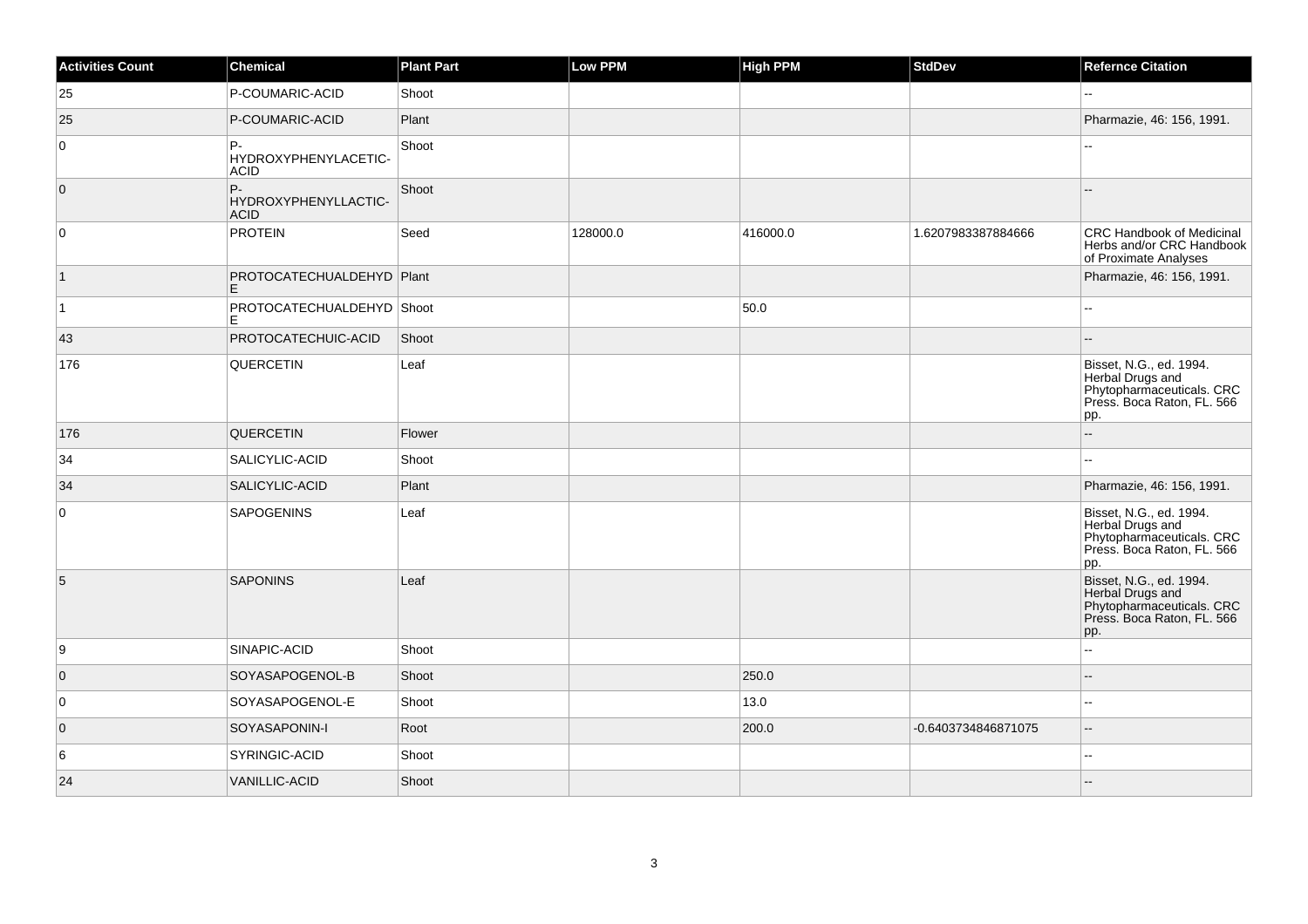| Activities Count | Chemical | Plant Part | Low PPM | High PPM | StdDev | Refernce Citation |
|---|---|---|---|---|---|---|
| 25 | P-COUMARIC-ACID | Shoot | | | | -- |
| 25 | P-COUMARIC-ACID | Plant | | | | Pharmazie, 46: 156, 1991. |
| 0 | P-HYDROXYPHENYLACETIC-ACID | Shoot | | | | -- |
| 0 | P-HYDROXYPHENYLLACTIC-ACID | Shoot | | | | -- |
| 0 | PROTEIN | Seed | 128000.0 | 416000.0 | 1.6207983387884666 | CRC Handbook of Medicinal Herbs and/or CRC Handbook of Proximate Analyses |
| 1 | PROTOCATECHUALDEHYDE | Plant | | | | Pharmazie, 46: 156, 1991. |
| 1 | PROTOCATECHUALDEHYDE | Shoot | | 50.0 | | -- |
| 43 | PROTOCATECHUIC-ACID | Shoot | | | | -- |
| 176 | QUERCETIN | Leaf | | | | Bisset, N.G., ed. 1994. Herbal Drugs and Phytopharmaceuticals. CRC Press. Boca Raton, FL. 566 pp. |
| 176 | QUERCETIN | Flower | | | | -- |
| 34 | SALICYLIC-ACID | Shoot | | | | -- |
| 34 | SALICYLIC-ACID | Plant | | | | Pharmazie, 46: 156, 1991. |
| 0 | SAPOGENINS | Leaf | | | | Bisset, N.G., ed. 1994. Herbal Drugs and Phytopharmaceuticals. CRC Press. Boca Raton, FL. 566 pp. |
| 5 | SAPONINS | Leaf | | | | Bisset, N.G., ed. 1994. Herbal Drugs and Phytopharmaceuticals. CRC Press. Boca Raton, FL. 566 pp. |
| 9 | SINAPIC-ACID | Shoot | | | | -- |
| 0 | SOYASAPOGENOL-B | Shoot | | 250.0 | | -- |
| 0 | SOYASAPOGENOL-E | Shoot | | 13.0 | | -- |
| 0 | SOYASAPONIN-I | Root | | 200.0 | -0.6403734846871075 | -- |
| 6 | SYRINGIC-ACID | Shoot | | | | -- |
| 24 | VANILLIC-ACID | Shoot | | | | -- |